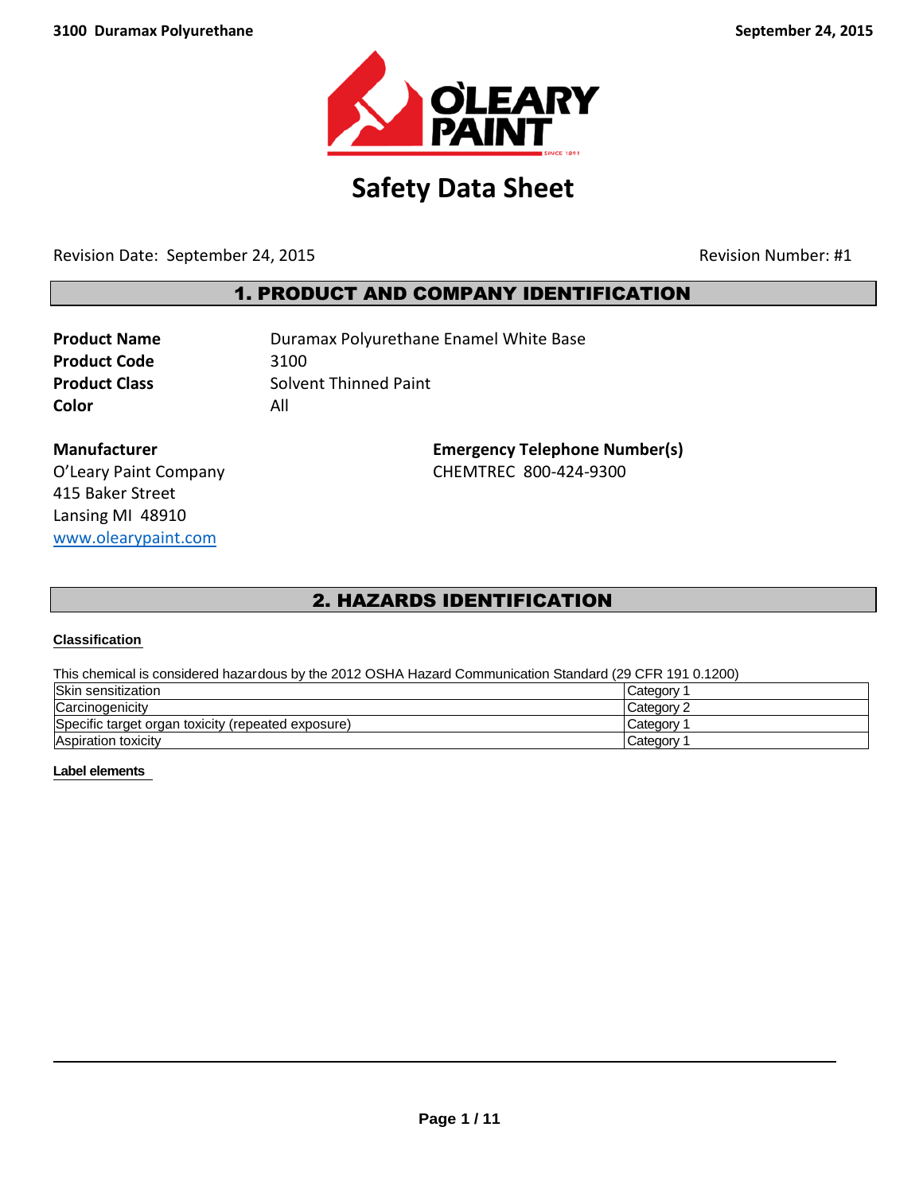# Safety Data Sheet

Revision Date: September 24, 2015 Revision Number: #1

## 1. PRODUCT AND COMPANY IDENTIFICATION

**Product Name** Duramax Polyurethane Enamel White Base
**Product Code** 3100
**Product Class** Solvent Thinned Paint
**Color** All

**Manufacturer**
O'Leary Paint Company
415 Baker Street
Lansing MI 48910
www.olearypaint.com

**Emergency Telephone Number(s)**
CHEMTREC 800-424-9300

## 2. HAZARDS IDENTIFICATION

### Classification

This chemical is considered hazardous by the 2012 OSHA Hazard Communication Standard (29 CFR 191 0.1200)

| | |
|---|---|
| Skin sensitization | Category 1 |
| Carcinogenicity | Category 2 |
| Specific target organ toxicity (repeated exposure) | Category 1 |
| Aspiration toxicity | Category 1 |

### Label elements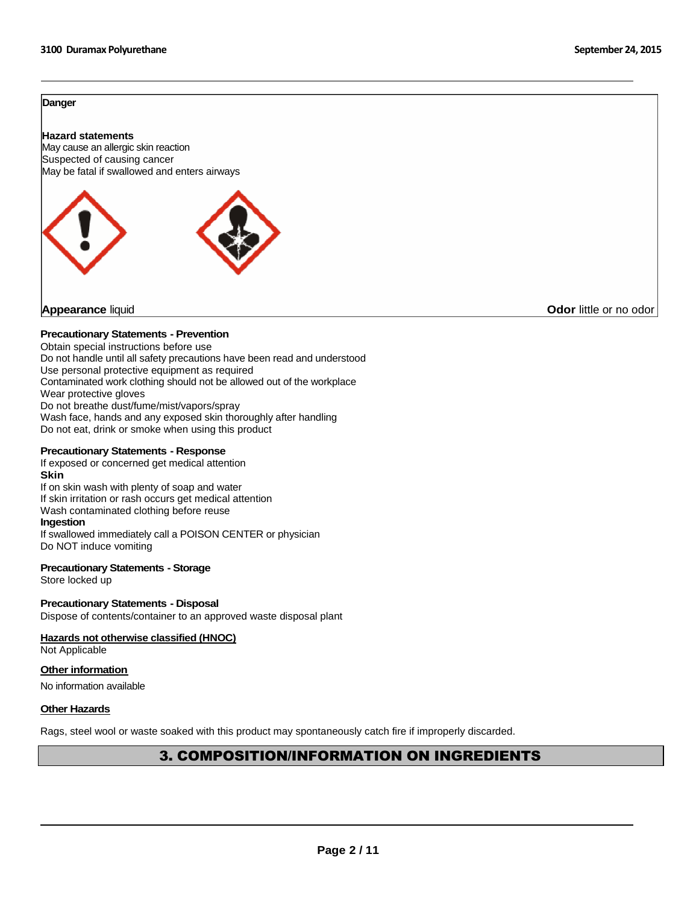**Danger**

**Hazard statements**
May cause an allergic skin reaction
Suspected of causing cancer
May be fatal if swallowed and enters airways

**Appearance** liquid **Odor** little or no odor

**Precautionary Statements - Prevention**
Obtain special instructions before use
Do not handle until all safety precautions have been read and understood
Use personal protective equipment as required
Contaminated work clothing should not be allowed out of the workplace
Wear protective gloves
Do not breathe dust/fume/mist/vapors/spray
Wash face, hands and any exposed skin thoroughly after handling
Do not eat, drink or smoke when using this product

**Precautionary Statements - Response**
If exposed or concerned get medical attention
**Skin**
If on skin wash with plenty of soap and water
If skin irritation or rash occurs get medical attention
Wash contaminated clothing before reuse
**Ingestion**
If swallowed immediately call a POISON CENTER or physician
Do NOT induce vomiting

**Precautionary Statements - Storage**
Store locked up

**Precautionary Statements - Disposal**
Dispose of contents/container to an approved waste disposal plant

**Hazards not otherwise classified (HNOC)**
Not Applicable

**Other information**
No information available

**Other Hazards**

Rags, steel wool or waste soaked with this product may spontaneously catch fire if improperly discarded.

## 3. COMPOSITION/INFORMATION ON INGREDIENTS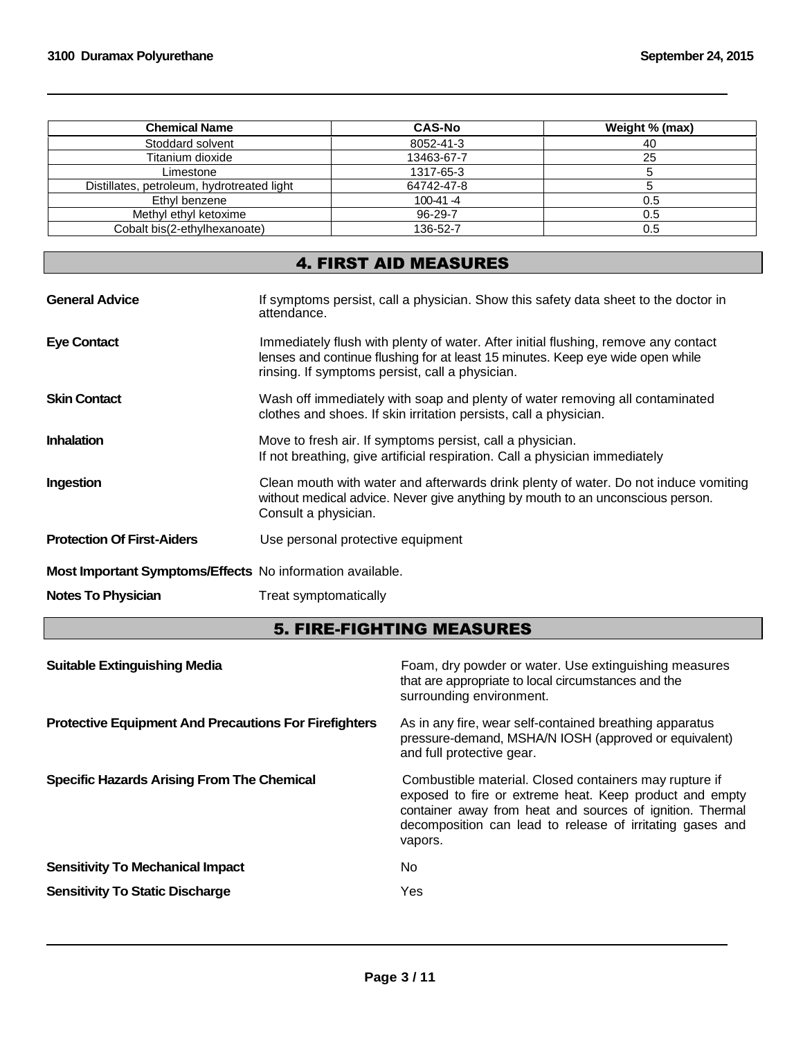| Chemical Name | CAS-No | Weight % (max) |
|---|---|---|
| Stoddard solvent | 8052-41-3 | 40 |
| Titanium dioxide | 13463-67-7 | 25 |
| Limestone | 1317-65-3 | 5 |
| Distillates, petroleum, hydrotreated light | 64742-47-8 | 5 |
| Ethyl benzene | 100-41 -4 | 0.5 |
| Methyl ethyl ketoxime | 96-29-7 | 0.5 |
| Cobalt bis(2-ethylhexanoate) | 136-52-7 | 0.5 |

## 4. FIRST AID MEASURES

**General Advice** If symptoms persist, call a physician. Show this safety data sheet to the doctor in attendance.

**Eye Contact** Immediately flush with plenty of water. After initial flushing, remove any contact lenses and continue flushing for at least 15 minutes. Keep eye wide open while rinsing. If symptoms persist, call a physician.

**Skin Contact** Wash off immediately with soap and plenty of water removing all contaminated clothes and shoes. If skin irritation persists, call a physician.

**Inhalation** Move to fresh air. If symptoms persist, call a physician. If not breathing, give artificial respiration. Call a physician immediately

**Ingestion** Clean mouth with water and afterwards drink plenty of water. Do not induce vomiting without medical advice. Never give anything by mouth to an unconscious person. Consult a physician.

**Protection Of First-Aiders** Use personal protective equipment

**Most Important Symptoms/Effects** No information available.

**Notes To Physician** Treat symptomatically

## 5. FIRE-FIGHTING MEASURES

**Suitable Extinguishing Media** Foam, dry powder or water. Use extinguishing measures that are appropriate to local circumstances and the surrounding environment.

**Protective Equipment And Precautions For Firefighters** As in any fire, wear self-contained breathing apparatus pressure-demand, MSHA/N IOSH (approved or equivalent) and full protective gear.

**Specific Hazards Arising From The Chemical** Combustible material. Closed containers may rupture if exposed to fire or extreme heat. Keep product and empty container away from heat and sources of ignition. Thermal decomposition can lead to release of irritating gases and vapors.

**Sensitivity To Mechanical Impact** No

**Sensitivity To Static Discharge** Yes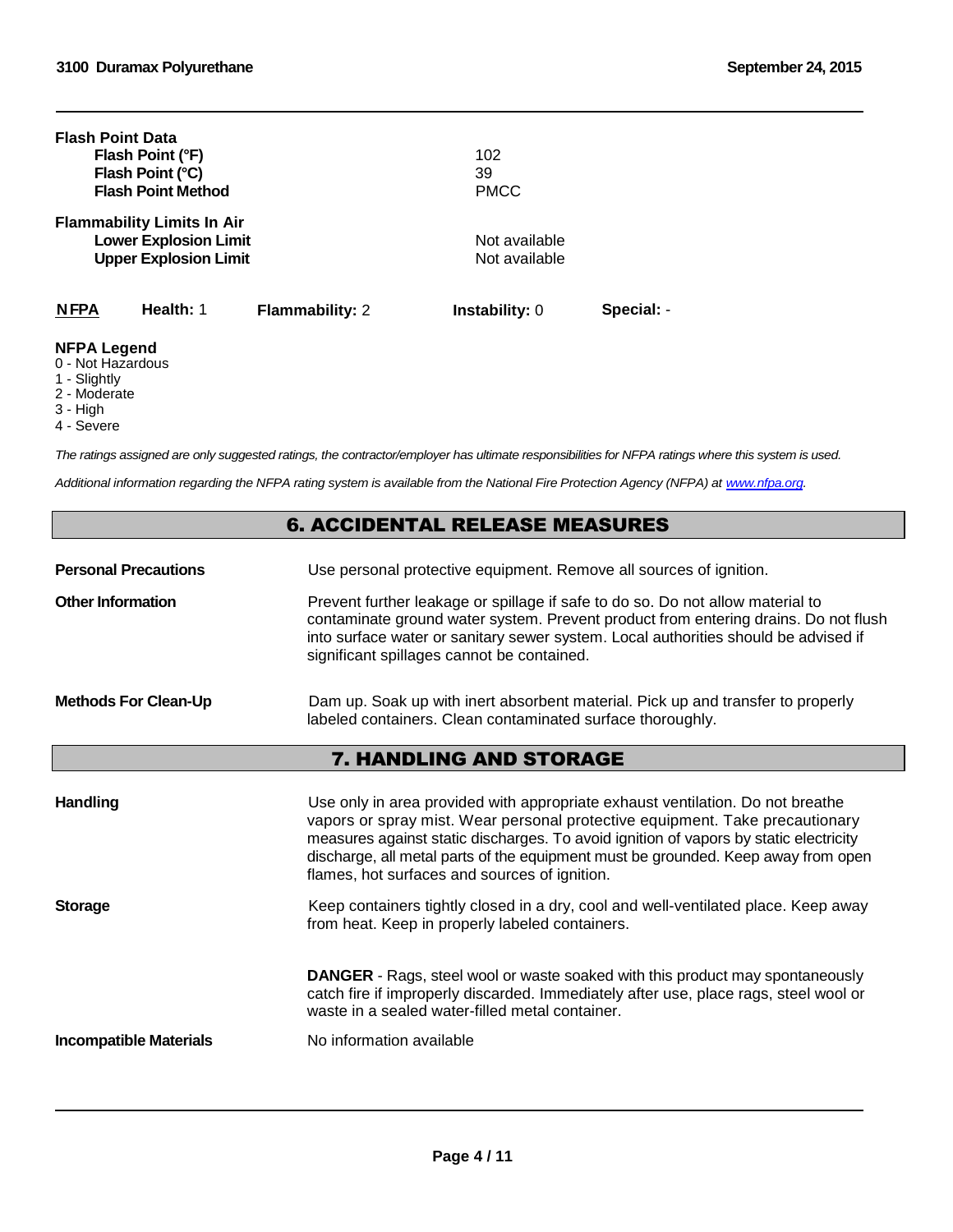**Flash Point Data**

| | |
|---|---|
| **Flash Point (°F)** | 102 |
| **Flash Point (°C)** | 39 |
| **Flash Point Method** | PMCC |

**Flammability Limits In Air**

| | |
|---|---|
| **Lower Explosion Limit** | Not available |
| **Upper Explosion Limit** | Not available |

| **NFPA** | **Health:** 1 | **Flammability:** 2 | **Instability:** 0 | **Special:** - |
|---|---|---|---|---|

**NFPA Legend**

0 - Not Hazardous
1 - Slightly
2 - Moderate
3 - High
4 - Severe

*The ratings assigned are only suggested ratings, the contractor/employer has ultimate responsibilities for NFPA ratings where this system is used.*

*Additional information regarding the NFPA rating system is available from the National Fire Protection Agency (NFPA) at [www.nfpa.org](http://www.nfpa.org).*

## 6. ACCIDENTAL RELEASE MEASURES

**Personal Precautions**
Use personal protective equipment. Remove all sources of ignition.

**Other Information**
Prevent further leakage or spillage if safe to do so. Do not allow material to contaminate ground water system. Prevent product from entering drains. Do not flush into surface water or sanitary sewer system. Local authorities should be advised if significant spillages cannot be contained.

**Methods For Clean-Up**
Dam up. Soak up with inert absorbent material. Pick up and transfer to properly labeled containers. Clean contaminated surface thoroughly.

## 7. HANDLING AND STORAGE

**Handling**
Use only in area provided with appropriate exhaust ventilation. Do not breathe vapors or spray mist. Wear personal protective equipment. Take precautionary measures against static discharges. To avoid ignition of vapors by static electricity discharge, all metal parts of the equipment must be grounded. Keep away from open flames, hot surfaces and sources of ignition.

**Storage**
Keep containers tightly closed in a dry, cool and well-ventilated place. Keep away from heat. Keep in properly labeled containers.

**DANGER** - Rags, steel wool or waste soaked with this product may spontaneously catch fire if improperly discarded. Immediately after use, place rags, steel wool or waste in a sealed water-filled metal container.

**Incompatible Materials**
No information available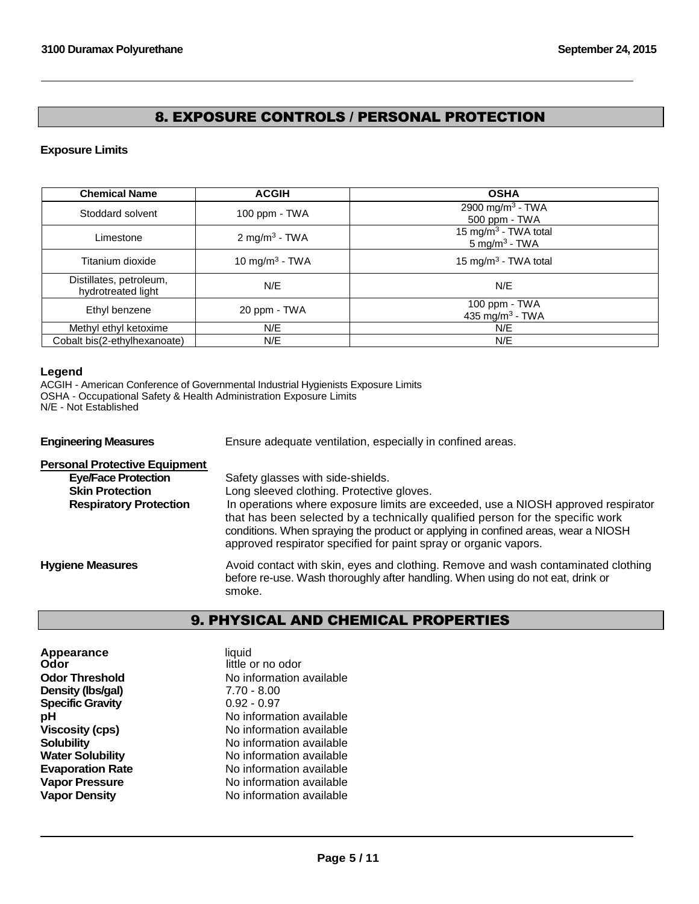## 8. EXPOSURE CONTROLS / PERSONAL PROTECTION

**Exposure Limits**

| Chemical Name | ACGIH | OSHA |
|---|---|---|
| Stoddard solvent | 100 ppm - TWA | 2900 $mg/m^3$ - TWA<br>500 ppm - TWA |
| Limestone | 2 $mg/m^3$ - TWA | 15 $mg/m^3$ - TWA total<br>5 $mg/m^3$ - TWA |
| Titanium dioxide | 10 $mg/m^3$ - TWA | 15 $mg/m^3$ - TWA total |
| Distillates, petroleum, hydrotreated light | N/E | N/E |
| Ethyl benzene | 20 ppm - TWA | 100 ppm - TWA<br>435 $mg/m^3$ - TWA |
| Methyl ethyl ketoxime | N/E | N/E |
| Cobalt bis(2-ethylhexanoate) | N/E | N/E |

**Legend**

ACGIH - American Conference of Governmental Industrial Hygienists Exposure Limits
OSHA - Occupational Safety & Health Administration Exposure Limits
N/E - Not Established

**Engineering Measures** Ensure adequate ventilation, especially in confined areas.

**Personal Protective Equipment**

**Eye/Face Protection** Safety glasses with side-shields.

**Skin Protection** Long sleeved clothing. Protective gloves.

**Respiratory Protection** In operations where exposure limits are exceeded, use a NIOSH approved respirator that has been selected by a technically qualified person for the specific work conditions. When spraying the product or applying in confined areas, wear a NIOSH approved respirator specified for paint spray or organic vapors.

**Hygiene Measures** Avoid contact with skin, eyes and clothing. Remove and wash contaminated clothing before re-use. Wash thoroughly after handling. When using do not eat, drink or smoke.

## 9. PHYSICAL AND CHEMICAL PROPERTIES

**Appearance** liquid
**Odor** little or no odor
**Odor Threshold** No information available
**Density (lbs/gal)** 7.70 - 8.00
**Specific Gravity** 0.92 - 0.97
**pH** No information available
**Viscosity (cps)** No information available
**Solubility** No information available
**Water Solubility** No information available
**Evaporation Rate** No information available
**Vapor Pressure** No information available
**Vapor Density** No information available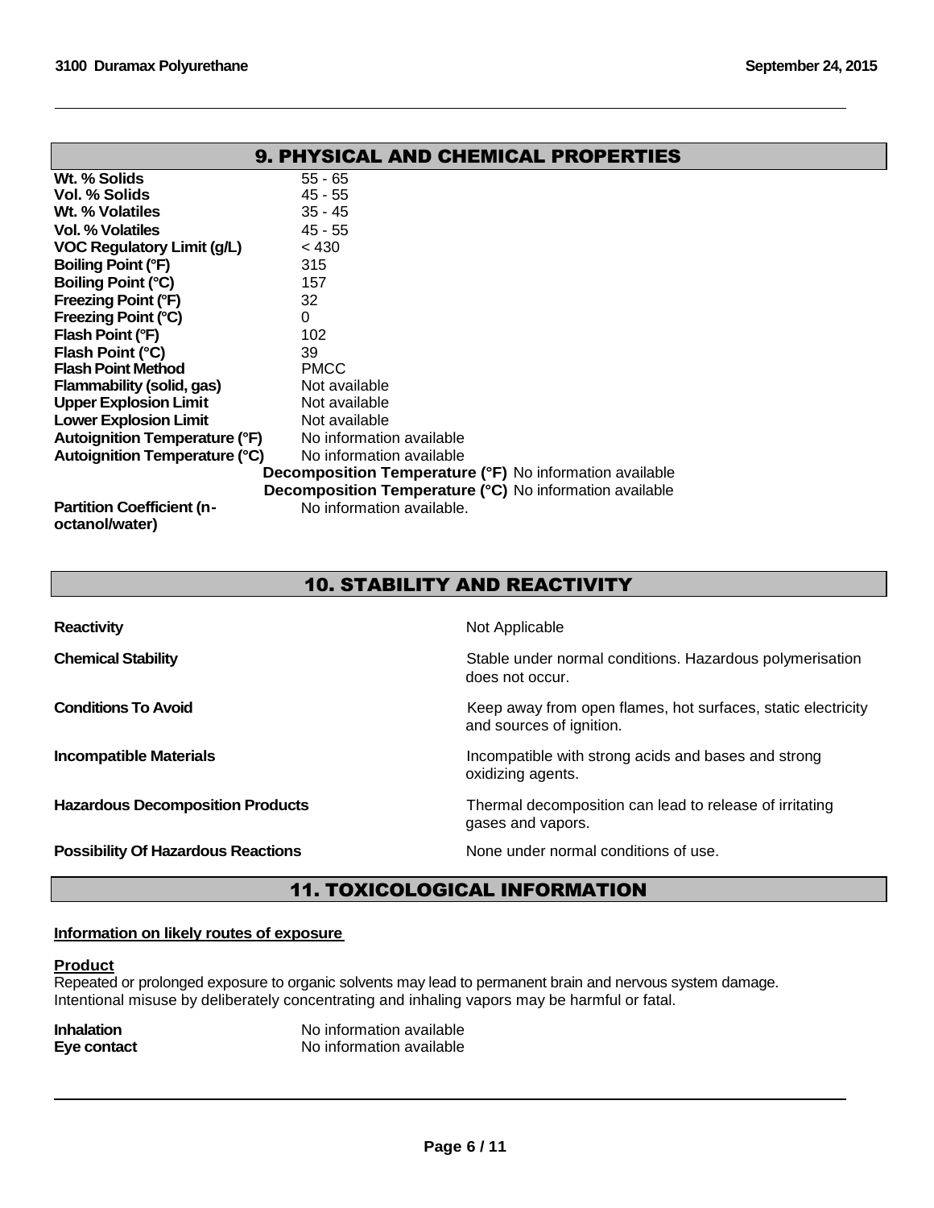## 9. PHYSICAL AND CHEMICAL PROPERTIES

| | |
|---|---|
| **Wt. % Solids** | 55 - 65 |
| **Vol. % Solids** | 45 - 55 |
| **Wt. % Volatiles** | 35 - 45 |
| **Vol. % Volatiles** | 45 - 55 |
| **VOC Regulatory Limit (g/L)** | < 430 |
| **Boiling Point (°F)** | 315 |
| **Boiling Point (°C)** | 157 |
| **Freezing Point (°F)** | 32 |
| **Freezing Point (°C)** | 0 |
| **Flash Point (°F)** | 102 |
| **Flash Point (°C)** | 39 |
| **Flash Point Method** | PMCC |
| **Flammability (solid, gas)** | Not available |
| **Upper Explosion Limit** | Not available |
| **Lower Explosion Limit** | Not available |
| **Autoignition Temperature (°F)** | No information available |
| **Autoignition Temperature (°C)** | No information available |
| **Decomposition Temperature (°F)** | No information available |
| **Decomposition Temperature (°C)** | No information available |
| **Partition Coefficient (n-octanol/water)** | No information available. |

## 10. STABILITY AND REACTIVITY

| | |
|---|---|
| **Reactivity** | Not Applicable |
| **Chemical Stability** | Stable under normal conditions. Hazardous polymerisation does not occur. |
| **Conditions To Avoid** | Keep away from open flames, hot surfaces, static electricity and sources of ignition. |
| **Incompatible Materials** | Incompatible with strong acids and bases and strong oxidizing agents. |
| **Hazardous Decomposition Products** | Thermal decomposition can lead to release of irritating gases and vapors. |
| **Possibility Of Hazardous Reactions** | None under normal conditions of use. |

## 11. TOXICOLOGICAL INFORMATION

**Information on likely routes of exposure**

**Product**

Repeated or prolonged exposure to organic solvents may lead to permanent brain and nervous system damage. Intentional misuse by deliberately concentrating and inhaling vapors may be harmful or fatal.

| | |
|---|---|
| **Inhalation** | No information available |
| **Eye contact** | No information available |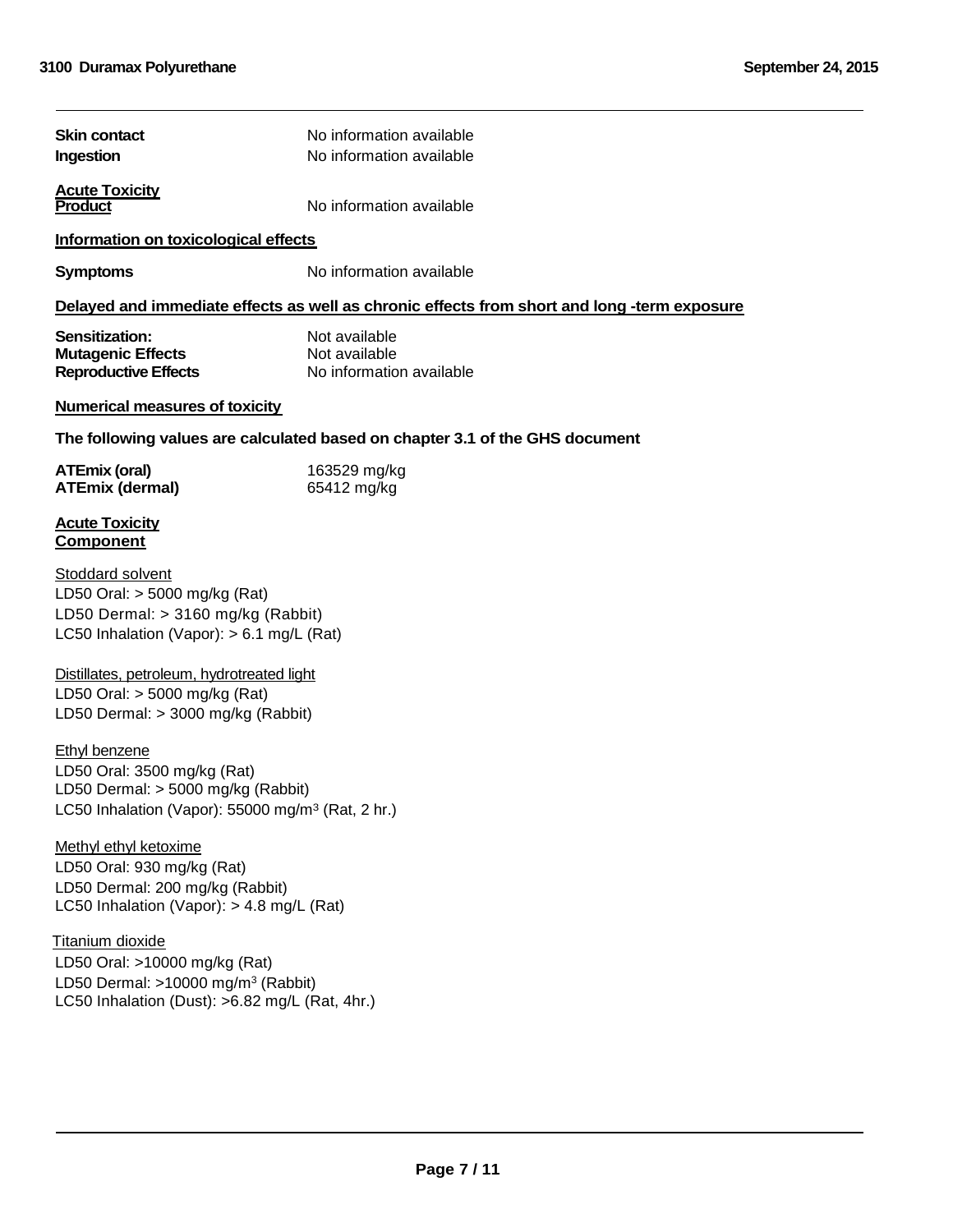**Skin contact** No information available

**Ingestion** No information available

**Acute Toxicity**
**Product** No information available

**Information on toxicological effects**

**Symptoms** No information available

**Delayed and immediate effects as well as chronic effects from short and long -term exposure**

**Sensitization:** Not available
**Mutagenic Effects** Not available
**Reproductive Effects** No information available

**Numerical measures of toxicity**

**The following values are calculated based on chapter 3.1 of the GHS document**

**ATEmix (oral)** 163529 mg/kg
**ATEmix (dermal)** 65412 mg/kg

**Acute Toxicity**
**Component**

Stoddard solvent
LD50 Oral: > 5000 mg/kg (Rat)
LD50 Dermal: > 3160 mg/kg (Rabbit)
LC50 Inhalation (Vapor): > 6.1 mg/L (Rat)

Distillates, petroleum, hydrotreated light
LD50 Oral: > 5000 mg/kg (Rat)
LD50 Dermal: > 3000 mg/kg (Rabbit)

Ethyl benzene
LD50 Oral: 3500 mg/kg (Rat)
LD50 Dermal: > 5000 mg/kg (Rabbit)
LC50 Inhalation (Vapor): 55000 $mg/m^3$ (Rat, 2 hr.)

Methyl ethyl ketoxime
LD50 Oral: 930 mg/kg (Rat)
LD50 Dermal: 200 mg/kg (Rabbit)
LC50 Inhalation (Vapor): > 4.8 mg/L (Rat)

Titanium dioxide
LD50 Oral: >10000 mg/kg (Rat)
LD50 Dermal: >10000 $mg/m^3$ (Rabbit)
LC50 Inhalation (Dust): >6.82 mg/L (Rat, 4hr.)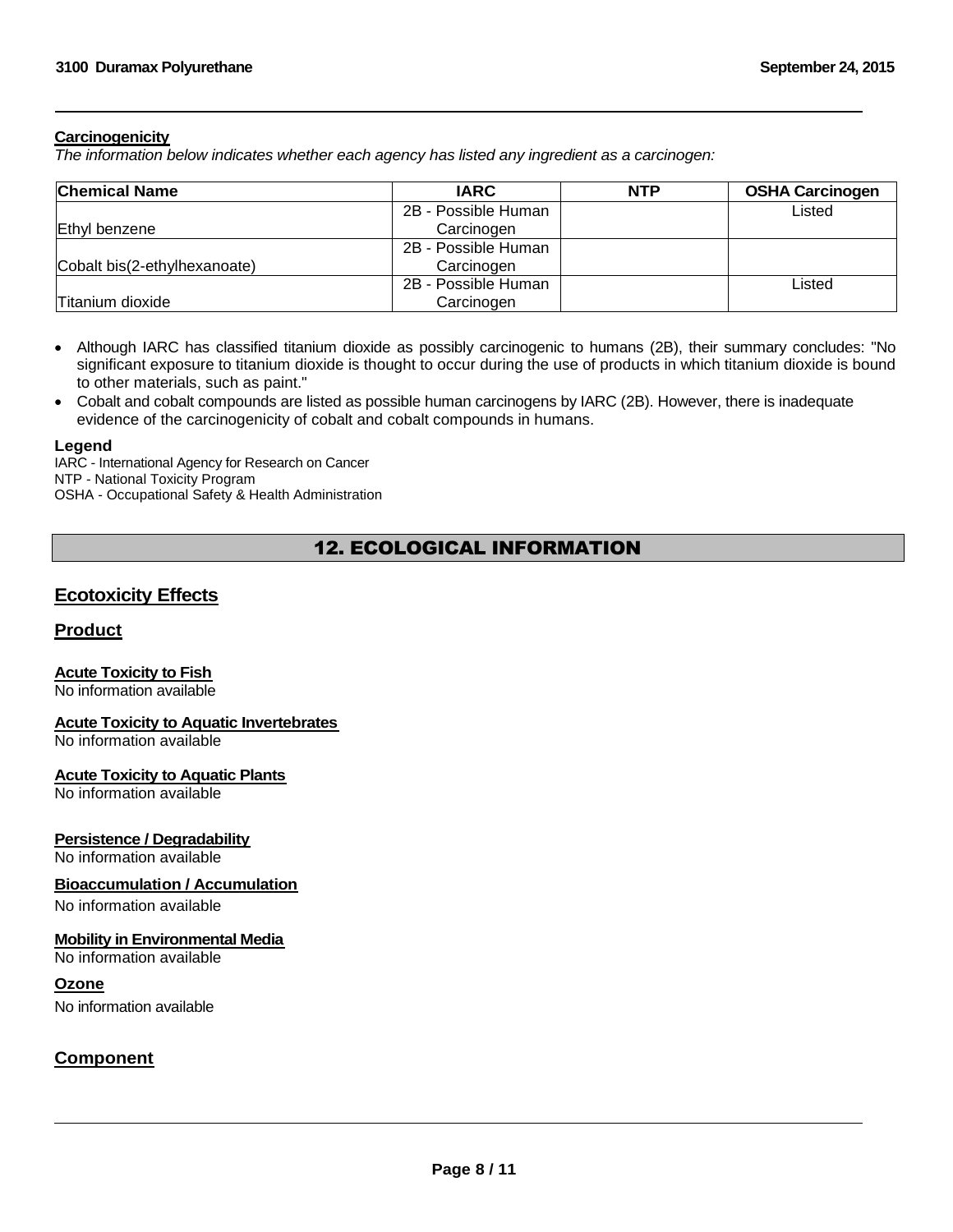**Carcinogenicity**

*The information below indicates whether each agency has listed any ingredient as a carcinogen:*

| Chemical Name | IARC | NTP | OSHA Carcinogen |
|---|---|---|---|
| Ethyl benzene | 2B - Possible Human Carcinogen | | Listed |
| Cobalt bis(2-ethylhexanoate) | 2B - Possible Human Carcinogen | | |
| Titanium dioxide | 2B - Possible Human Carcinogen | | Listed |

- Although IARC has classified titanium dioxide as possibly carcinogenic to humans (2B), their summary concludes: "No significant exposure to titanium dioxide is thought to occur during the use of products in which titanium dioxide is bound to other materials, such as paint."
- Cobalt and cobalt compounds are listed as possible human carcinogens by IARC (2B). However, there is inadequate evidence of the carcinogenicity of cobalt and cobalt compounds in humans.

**Legend**

IARC - International Agency for Research on Cancer
NTP - National Toxicity Program
OSHA - Occupational Safety & Health Administration

# 12. ECOLOGICAL INFORMATION

## Ecotoxicity Effects

## Product

**Acute Toxicity to Fish**
No information available

**Acute Toxicity to Aquatic Invertebrates**
No information available

**Acute Toxicity to Aquatic Plants**
No information available

**Persistence / Degradability**
No information available

**Bioaccumulation / Accumulation**
No information available

**Mobility in Environmental Media**
No information available

**Ozone**
No information available

## Component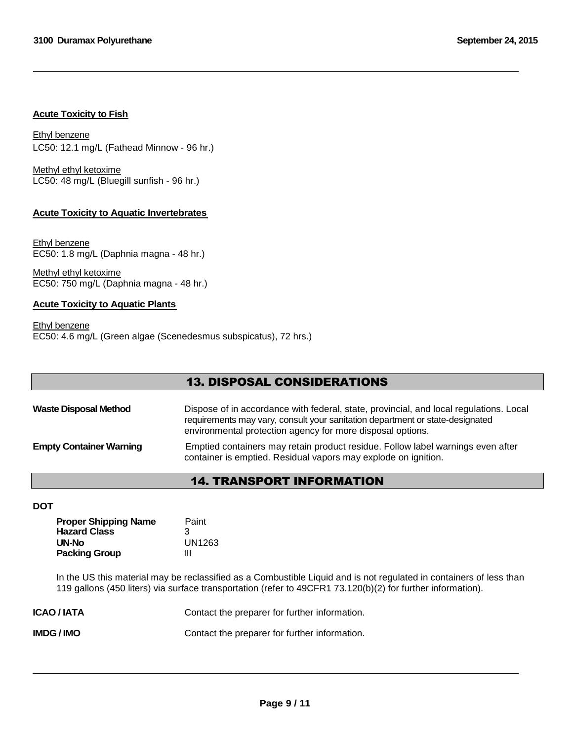**Acute Toxicity to Fish**

Ethyl benzene
LC50: 12.1 mg/L (Fathead Minnow - 96 hr.)

Methyl ethyl ketoxime
LC50: 48 mg/L (Bluegill sunfish - 96 hr.)

**Acute Toxicity to Aquatic Invertebrates**

Ethyl benzene
EC50: 1.8 mg/L (Daphnia magna - 48 hr.)

Methyl ethyl ketoxime
EC50: 750 mg/L (Daphnia magna - 48 hr.)

**Acute Toxicity to Aquatic Plants**

Ethyl benzene
EC50: 4.6 mg/L (Green algae (Scenedesmus subspicatus), 72 hrs.)

## 13. DISPOSAL CONSIDERATIONS

**Waste Disposal Method** Dispose of in accordance with federal, state, provincial, and local regulations. Local requirements may vary, consult your sanitation department or state-designated environmental protection agency for more disposal options.

**Empty Container Warning** Emptied containers may retain product residue. Follow label warnings even after container is emptied. Residual vapors may explode on ignition.

## 14. TRANSPORT INFORMATION

**DOT**

| | |
|---|---|
| **Proper Shipping Name** | Paint |
| **Hazard Class** | 3 |
| **UN-No** | UN1263 |
| **Packing Group** | III |

In the US this material may be reclassified as a Combustible Liquid and is not regulated in containers of less than 119 gallons (450 liters) via surface transportation (refer to 49CFR1 73.120(b)(2) for further information).

**ICAO / IATA** Contact the preparer for further information.

**IMDG / IMO** Contact the preparer for further information.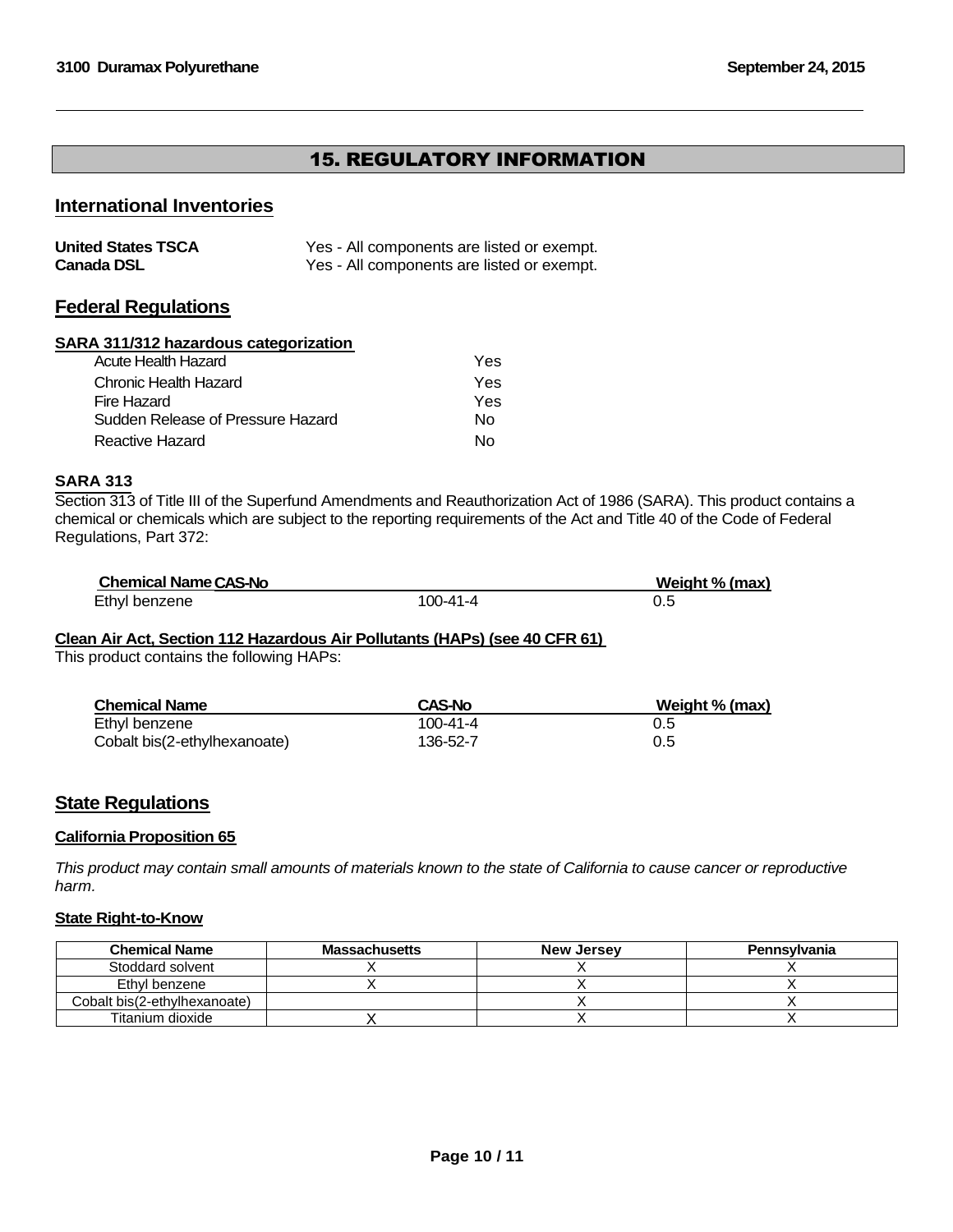## 15. REGULATORY INFORMATION

### International Inventories

| | |
|---|---|
| **United States TSCA** | Yes - All components are listed or exempt. |
| **Canada DSL** | Yes - All components are listed or exempt. |

### Federal Regulations

**SARA 311/312 hazardous categorization**

| | |
|---|---|
| Acute Health Hazard | Yes |
| Chronic Health Hazard | Yes |
| Fire Hazard | Yes |
| Sudden Release of Pressure Hazard | No |
| Reactive Hazard | No |

**SARA 313**

Section 313 of Title III of the Superfund Amendments and Reauthorization Act of 1986 (SARA). This product contains a chemical or chemicals which are subject to the reporting requirements of the Act and Title 40 of the Code of Federal Regulations, Part 372:

| Chemical Name | CAS-No | Weight % (max) |
|---|---|---|
| Ethyl benzene | 100-41-4 | 0.5 |

**Clean Air Act, Section 112 Hazardous Air Pollutants (HAPs) (see 40 CFR 61)**

This product contains the following HAPs:

| Chemical Name | CAS-No | Weight % (max) |
|---|---|---|
| Ethyl benzene | 100-41-4 | 0.5 |
| Cobalt bis(2-ethylhexanoate) | 136-52-7 | 0.5 |

### State Regulations

**California Proposition 65**

*This product may contain small amounts of materials known to the state of California to cause cancer or reproductive harm.*

**State Right-to-Know**

| Chemical Name | Massachusetts | New Jersey | Pennsylvania |
|---|---|---|---|
| Stoddard solvent | X | X | X |
| Ethyl benzene | X | X | X |
| Cobalt bis(2-ethylhexanoate) | | X | X |
| Titanium dioxide | X | X | X |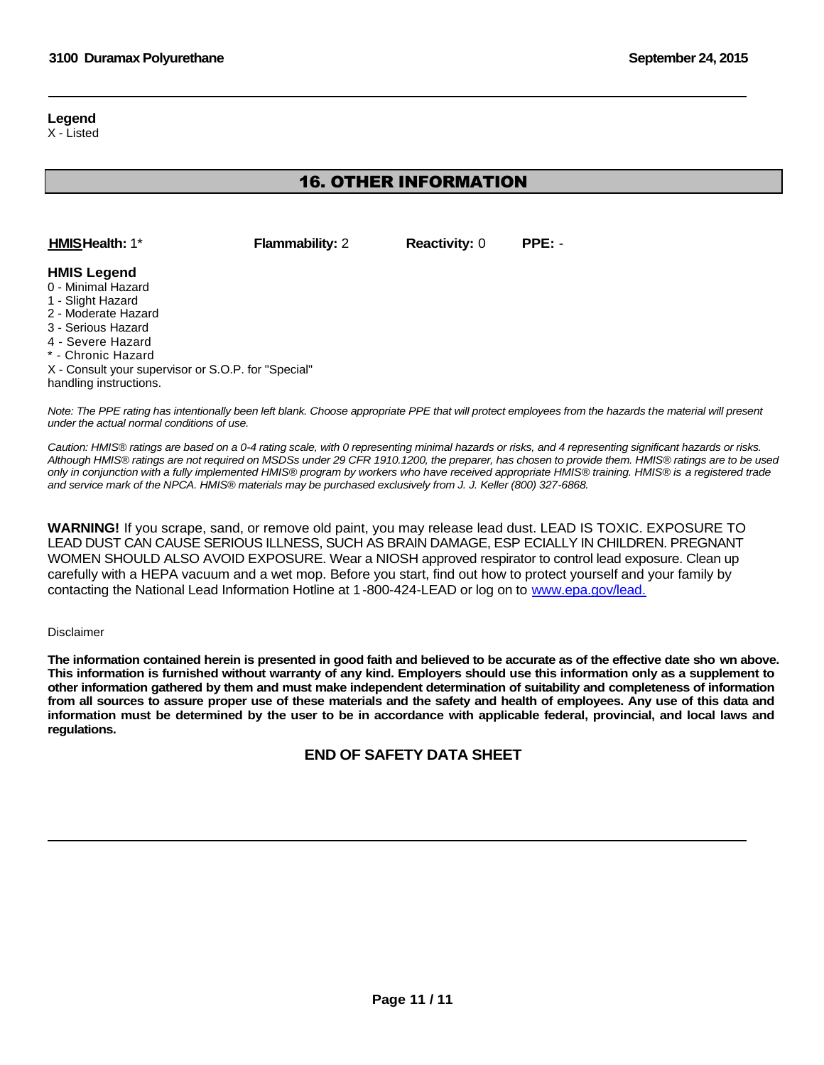**Legend**
X - Listed

## 16. OTHER INFORMATION

**HMIS Health:** 1* **Flammability:** 2 **Reactivity:** 0 **PPE:** -

**HMIS Legend**
0 - Minimal Hazard
1 - Slight Hazard
2 - Moderate Hazard
3 - Serious Hazard
4 - Severe Hazard
* - Chronic Hazard
X - Consult your supervisor or S.O.P. for "Special" handling instructions.

*Note: The PPE rating has intentionally been left blank. Choose appropriate PPE that will protect employees from the hazards the material will present under the actual normal conditions of use.*

*Caution: HMIS® ratings are based on a 0-4 rating scale, with 0 representing minimal hazards or risks, and 4 representing significant hazards or risks. Although HMIS® ratings are not required on MSDSs under 29 CFR 1910.1200, the preparer, has chosen to provide them. HMIS® ratings are to be used only in conjunction with a fully implemented HMIS® program by workers who have received appropriate HMIS® training. HMIS® is a registered trade and service mark of the NPCA. HMIS® materials may be purchased exclusively from J. J. Keller (800) 327-6868.*

**WARNING!** If you scrape, sand, or remove old paint, you may release lead dust. LEAD IS TOXIC. EXPOSURE TO LEAD DUST CAN CAUSE SERIOUS ILLNESS, SUCH AS BRAIN DAMAGE, ESP ECIALLY IN CHILDREN. PREGNANT WOMEN SHOULD ALSO AVOID EXPOSURE. Wear a NIOSH approved respirator to control lead exposure. Clean up carefully with a HEPA vacuum and a wet mop. Before you start, find out how to protect yourself and your family by contacting the National Lead Information Hotline at 1-800-424-LEAD or log on to www.epa.gov/lead.

Disclaimer

**The information contained herein is presented in good faith and believed to be accurate as of the effective date sho wn above. This information is furnished without warranty of any kind. Employers should use this information only as a supplement to other information gathered by them and must make independent determination of suitability and completeness of information from all sources to assure proper use of these materials and the safety and health of employees. Any use of this data and information must be determined by the user to be in accordance with applicable federal, provincial, and local laws and regulations.**

**END OF SAFETY DATA SHEET**